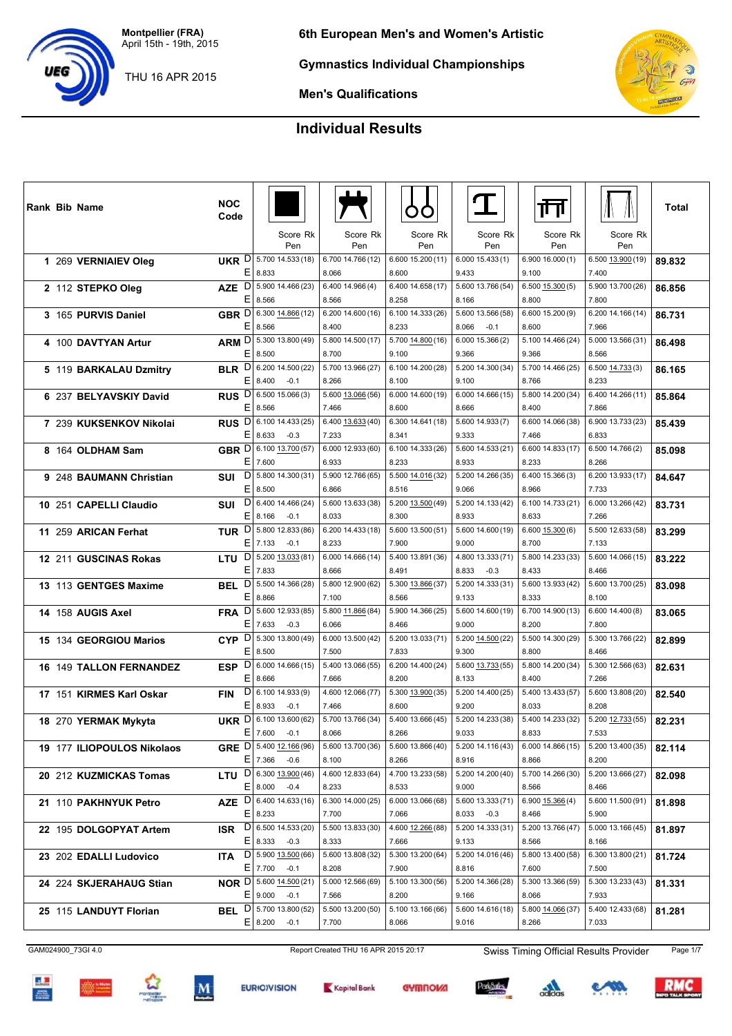# 6th European Men's and Women's Artistic Gymnastics Individual Championships

Montpellier (FRA)
April 15th - 19th, 2015

THU 16 APR 2015

## Men's Qualifications

## Individual Results

| Rank | Bib | Name | NOC Code | | Floor Score (Rk) / Pen | Pommel Horse Score (Rk) / Pen | Rings Score (Rk) / Pen | Vault Score (Rk) / Pen | Parallel Bars Score (Rk) / Pen | Horizontal Bar Score (Rk) / Pen | Total |
|---|---|---|---|---|---|---|---|---|---|---|---|
| 1 | 269 | VERNIAIEV Oleg | UKR | D | 5.700 14.533 (18) | 6.700 14.766 (12) | 6.600 15.200 (11) | 6.000 15.433 (1) | 6.900 16.000 (1) | 6.500 13.900 (19) | 89.832 |
| | | | | E | 8.833 | 8.066 | 8.600 | 9.433 | 9.100 | 7.400 | |
| 2 | 112 | STEPKO Oleg | AZE | D | 5.900 14.466 (23) | 6.400 14.966 (4) | 6.400 14.658 (17) | 5.600 13.766 (54) | 6.500 15.300 (5) | 5.900 13.700 (26) | 86.856 |
| | | | | E | 8.566 | 8.566 | 8.258 | 8.166 | 8.800 | 7.800 | |
| 3 | 165 | PURVIS Daniel | GBR | D | 6.300 14.866 (12) | 6.200 14.600 (16) | 6.100 14.333 (26) | 5.600 13.566 (58) | 6.600 15.200 (9) | 6.200 14.166 (14) | 86.731 |
| | | | | E | 8.566 | 8.400 | 8.233 | 8.066 -0.1 | 8.600 | 7.966 | |
| 4 | 100 | DAVTYAN Artur | ARM | D | 5.300 13.800 (49) | 5.800 14.500 (17) | 5.700 14.800 (16) | 6.000 15.366 (2) | 5.100 14.466 (24) | 5.000 13.566 (31) | 86.498 |
| | | | | E | 8.500 | 8.700 | 9.100 | 9.366 | 9.366 | 8.566 | |
| 5 | 119 | BARKALAU Dzmitry | BLR | D | 6.200 14.500 (22) | 5.700 13.966 (27) | 6.100 14.200 (28) | 5.200 14.300 (34) | 5.700 14.466 (25) | 6.500 14.733 (3) | 86.165 |
| | | | | E | 8.400 -0.1 | 8.266 | 8.100 | 9.100 | 8.766 | 8.233 | |
| 6 | 237 | BELYAVSKIY David | RUS | D | 6.500 15.066 (3) | 5.600 13.066 (56) | 6.000 14.600 (19) | 6.000 14.666 (15) | 5.800 14.200 (34) | 6.400 14.266 (11) | 85.864 |
| | | | | E | 8.566 | 7.466 | 8.600 | 8.666 | 8.400 | 7.866 | |
| 7 | 239 | KUKSENKOV Nikolai | RUS | D | 6.100 14.433 (25) | 6.400 13.633 (40) | 6.300 14.641 (18) | 5.600 14.933 (7) | 6.600 14.066 (38) | 6.900 13.733 (23) | 85.439 |
| | | | | E | 8.633 -0.3 | 7.233 | 8.341 | 9.333 | 7.466 | 6.833 | |
| 8 | 164 | OLDHAM Sam | GBR | D | 6.100 13.700 (57) | 6.000 12.933 (60) | 6.100 14.333 (26) | 5.600 14.533 (21) | 6.600 14.833 (17) | 6.500 14.766 (2) | 85.098 |
| | | | | E | 7.600 | 6.933 | 8.233 | 8.933 | 8.233 | 8.266 | |
| 9 | 248 | BAUMANN Christian | SUI | D | 5.800 14.300 (31) | 5.900 12.766 (65) | 5.500 14.016 (32) | 5.200 14.266 (35) | 6.400 15.366 (3) | 6.200 13.933 (17) | 84.647 |
| | | | | E | 8.500 | 6.866 | 8.516 | 9.066 | 8.966 | 7.733 | |
| 10 | 251 | CAPELLI Claudio | SUI | D | 6.400 14.466 (24) | 5.600 13.633 (38) | 5.200 13.500 (49) | 5.200 14.133 (42) | 6.100 14.733 (21) | 6.000 13.266 (42) | 83.731 |
| | | | | E | 8.166 -0.1 | 8.033 | 8.300 | 8.933 | 8.633 | 7.266 | |
| 11 | 259 | ARICAN Ferhat | TUR | D | 5.800 12.833 (86) | 6.200 14.433 (18) | 5.600 13.500 (51) | 5.600 14.600 (19) | 6.600 15.300 (6) | 5.500 12.633 (58) | 83.299 |
| | | | | E | 7.133 -0.1 | 8.233 | 7.900 | 9.000 | 8.700 | 7.133 | |
| 12 | 211 | GUSCINAS Rokas | LTU | D | 5.200 13.033 (81) | 6.000 14.666 (14) | 5.400 13.891 (36) | 4.800 13.333 (71) | 5.800 14.233 (33) | 5.600 14.066 (15) | 83.222 |
| | | | | E | 7.833 | 8.666 | 8.491 | 8.833 -0.3 | 8.433 | 8.466 | |
| 13 | 113 | GENTGES Maxime | BEL | D | 5.500 14.366 (28) | 5.800 12.900 (62) | 5.300 13.866 (37) | 5.200 14.333 (31) | 5.600 13.933 (42) | 5.600 13.700 (25) | 83.098 |
| | | | | E | 8.866 | 7.100 | 8.566 | 9.133 | 8.333 | 8.100 | |
| 14 | 158 | AUGIS Axel | FRA | D | 5.600 12.933 (85) | 5.800 11.866 (84) | 5.900 14.366 (25) | 5.600 14.600 (19) | 6.700 14.900 (13) | 6.600 14.400 (8) | 83.065 |
| | | | | E | 7.633 -0.3 | 6.066 | 8.466 | 9.000 | 8.200 | 7.800 | |
| 15 | 134 | GEORGIOU Marios | CYP | D | 5.300 13.800 (49) | 6.000 13.500 (42) | 5.200 13.033 (71) | 5.200 14.500 (22) | 5.500 14.300 (29) | 5.300 13.766 (22) | 82.899 |
| | | | | E | 8.500 | 7.500 | 7.833 | 9.300 | 8.800 | 8.466 | |
| 16 | 149 | TALLON FERNANDEZ | ESP | D | 6.000 14.666 (15) | 5.400 13.066 (55) | 6.200 14.400 (24) | 5.600 13.733 (55) | 5.800 14.200 (34) | 5.300 12.566 (63) | 82.631 |
| | | | | E | 8.666 | 7.666 | 8.200 | 8.133 | 8.400 | 7.266 | |
| 17 | 151 | KIRMES Karl Oskar | FIN | D | 6.100 14.933 (9) | 4.600 12.066 (77) | 5.300 13.900 (35) | 5.200 14.400 (25) | 5.400 13.433 (57) | 5.600 13.808 (20) | 82.540 |
| | | | | E | 8.933 -0.1 | 7.466 | 8.600 | 9.200 | 8.033 | 8.208 | |
| 18 | 270 | YERMAK Mykyta | UKR | D | 6.100 13.600 (62) | 5.700 13.766 (34) | 5.400 13.666 (45) | 5.200 14.233 (38) | 5.400 14.233 (32) | 5.200 12.733 (55) | 82.231 |
| | | | | E | 7.600 -0.1 | 8.066 | 8.266 | 9.033 | 8.833 | 7.533 | |
| 19 | 177 | ILIOPOULOS Nikolaos | GRE | D | 5.400 12.166 (96) | 5.600 13.700 (36) | 5.600 13.866 (40) | 5.200 14.116 (43) | 6.000 14.866 (15) | 5.200 13.400 (35) | 82.114 |
| | | | | E | 7.366 -0.6 | 8.100 | 8.266 | 8.916 | 8.866 | 8.200 | |
| 20 | 212 | KUZMICKAS Tomas | LTU | D | 6.300 13.900 (46) | 4.600 12.833 (64) | 4.700 13.233 (58) | 5.200 14.200 (40) | 5.700 14.266 (30) | 5.200 13.666 (27) | 82.098 |
| | | | | E | 8.000 -0.4 | 8.233 | 8.533 | 9.000 | 8.566 | 8.466 | |
| 21 | 110 | PAKHNYUK Petro | AZE | D | 6.400 14.633 (16) | 6.300 14.000 (25) | 6.000 13.066 (68) | 5.600 13.333 (71) | 6.900 15.366 (4) | 5.600 11.500 (91) | 81.898 |
| | | | | E | 8.233 | 7.700 | 7.066 | 8.033 -0.3 | 8.466 | 5.900 | |
| 22 | 195 | DOLGOPYAT Artem | ISR | D | 6.500 14.533 (20) | 5.500 13.833 (30) | 4.600 12.266 (88) | 5.200 14.333 (31) | 5.200 13.766 (47) | 5.000 13.166 (45) | 81.897 |
| | | | | E | 8.333 -0.3 | 8.333 | 7.666 | 9.133 | 8.566 | 8.166 | |
| 23 | 202 | EDALLI Ludovico | ITA | D | 5.900 13.500 (66) | 5.600 13.808 (32) | 5.300 13.200 (64) | 5.200 14.016 (46) | 5.800 13.400 (58) | 6.300 13.800 (21) | 81.724 |
| | | | | E | 7.700 -0.1 | 8.208 | 7.900 | 8.816 | 7.600 | 7.500 | |
| 24 | 224 | SKJERAHAUG Stian | NOR | D | 5.600 14.500 (21) | 5.000 12.566 (69) | 5.100 13.300 (56) | 5.200 14.366 (28) | 5.300 13.366 (59) | 5.300 13.233 (43) | 81.331 |
| | | | | E | 9.000 -0.1 | 7.566 | 8.200 | 9.166 | 8.066 | 7.933 | |
| 25 | 115 | LANDUYT Florian | BEL | D | 5.700 13.800 (52) | 5.500 13.200 (50) | 5.100 13.166 (66) | 5.600 14.616 (18) | 5.800 14.066 (37) | 5.400 12.433 (68) | 81.281 |
| | | | | E | 8.200 -0.1 | 7.700 | 8.066 | 9.016 | 8.266 | 7.033 | |

GAM024900_73GI 4.0 Report Created THU 16 APR 2015 20:17 Swiss Timing Official Results Provider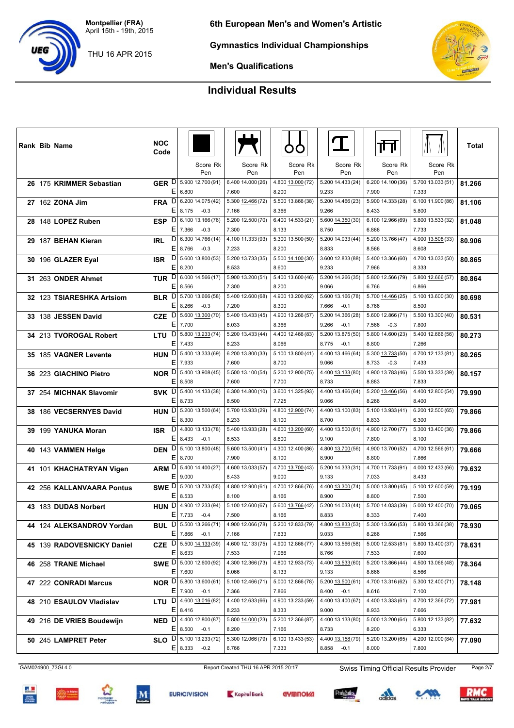# 6th European Men's and Women's Artistic Gymnastics Individual Championships

Montpellier (FRA)
April 15th - 19th, 2015

THU 16 APR 2015

## Men's Qualifications

## Individual Results

| Rank | Bib | Name | NOC Code | | Floor Score (Rk) / Pen | Pommel Horse Score (Rk) / Pen | Rings Score (Rk) / Pen | Vault Score (Rk) / Pen | Parallel Bars Score (Rk) / Pen | Horizontal Bar Score (Rk) / Pen | Total |
|---|---|---|---|---|---|---|---|---|---|---|---|
| 26 | 175 | KRIMMER Sebastian | GER | D | 5.900 12.700 (91) | 6.400 14.000 (26) | 4.800 13.000 (72) | 5.200 14.433 (24) | 6.200 14.100 (36) | 5.700 13.033 (51) | 81.266 |
| | | | | E | 6.800 | 7.600 | 8.200 | 9.233 | 7.900 | 7.333 | |
| 27 | 162 | ZONA Jim | FRA | D | 6.200 14.075 (42) | 5.300 12.466 (72) | 5.500 13.866 (38) | 5.200 14.466 (23) | 5.900 14.333 (28) | 6.100 11.900 (86) | 81.106 |
| | | | | E | 8.175 -0.3 | 7.166 | 8.366 | 9.266 | 8.433 | 5.800 | |
| 28 | 148 | LOPEZ Ruben | ESP | D | 6.100 13.166 (76) | 5.200 12.500 (70) | 6.400 14.533 (21) | 5.600 14.350 (30) | 6.100 12.966 (69) | 5.800 13.533 (32) | 81.048 |
| | | | | E | 7.366 -0.3 | 7.300 | 8.133 | 8.750 | 6.866 | 7.733 | |
| 29 | 187 | BEHAN Kieran | IRL | D | 6.300 14.766 (14) | 4.100 11.333 (93) | 5.300 13.500 (50) | 5.200 14.033 (44) | 5.200 13.766 (47) | 4.900 13.508 (33) | 80.906 |
| | | | | E | 8.766 -0.3 | 7.233 | 8.200 | 8.833 | 8.566 | 8.608 | |
| 30 | 196 | GLAZER Eyal | ISR | D | 5.600 13.800 (53) | 5.200 13.733 (35) | 5.500 14.100 (30) | 3.600 12.833 (88) | 5.400 13.366 (60) | 4.700 13.033 (50) | 80.865 |
| | | | | E | 8.200 | 8.533 | 8.600 | 9.233 | 7.966 | 8.333 | |
| 31 | 263 | ONDER Ahmet | TUR | D | 6.000 14.566 (17) | 5.900 13.200 (51) | 5.400 13.600 (46) | 5.200 14.266 (35) | 5.800 12.566 (79) | 5.800 12.666 (57) | 80.864 |
| | | | | E | 8.566 | 7.300 | 8.200 | 9.066 | 6.766 | 6.866 | |
| 32 | 123 | TSIARESHKA Artsiom | BLR | D | 5.700 13.666 (58) | 5.400 12.600 (68) | 4.900 13.200 (62) | 5.600 13.166 (78) | 5.700 14.466 (25) | 5.100 13.600 (30) | 80.698 |
| | | | | E | 8.266 -0.3 | 7.200 | 8.300 | 7.666 -0.1 | 8.766 | 8.500 | |
| 33 | 138 | JESSEN David | CZE | D | 5.600 13.300 (70) | 5.400 13.433 (45) | 4.900 13.266 (57) | 5.200 14.366 (28) | 5.600 12.866 (71) | 5.500 13.300 (40) | 80.531 |
| | | | | E | 7.700 | 8.033 | 8.366 | 9.266 -0.1 | 7.566 -0.3 | 7.800 | |
| 34 | 213 | TVOROGAL Robert | LTU | D | 5.800 13.233 (74) | 5.200 13.433 (44) | 4.400 12.466 (83) | 5.200 13.875 (50) | 5.800 14.600 (23) | 5.400 12.666 (56) | 80.273 |
| | | | | E | 7.433 | 8.233 | 8.066 | 8.775 -0.1 | 8.800 | 7.266 | |
| 35 | 185 | VAGNER Levente | HUN | D | 5.400 13.333 (69) | 6.200 13.800 (33) | 5.100 13.800 (41) | 4.400 13.466 (64) | 5.300 13.733 (50) | 4.700 12.133 (81) | 80.265 |
| | | | | E | 7.933 | 7.600 | 8.700 | 9.066 | 8.733 -0.3 | 7.433 | |
| 36 | 223 | GIACHINO Pietro | NOR | D | 5.400 13.908 (45) | 5.500 13.100 (54) | 5.200 12.900 (75) | 4.400 13.133 (80) | 4.900 13.783 (46) | 5.500 13.333 (39) | 80.157 |
| | | | | E | 8.508 | 7.600 | 7.700 | 8.733 | 8.883 | 7.833 | |
| 37 | 254 | MICHNAK Slavomir | SVK | D | 5.400 14.133 (38) | 6.300 14.800 (10) | 3.600 11.325 (93) | 4.400 13.466 (64) | 5.200 13.466 (56) | 4.400 12.800 (54) | 79.990 |
| | | | | E | 8.733 | 8.500 | 7.725 | 9.066 | 8.266 | 8.400 | |
| 38 | 186 | VECSERNYES David | HUN | D | 5.200 13.500 (64) | 5.700 13.933 (29) | 4.800 12.900 (74) | 4.400 13.100 (83) | 5.100 13.933 (41) | 6.200 12.500 (65) | 79.866 |
| | | | | E | 8.300 | 8.233 | 8.100 | 8.700 | 8.833 | 6.300 | |
| 39 | 199 | YANUKA Moran | ISR | D | 4.800 13.133 (78) | 5.400 13.933 (28) | 4.600 13.200 (60) | 4.400 13.500 (61) | 4.900 12.700 (77) | 5.300 13.400 (36) | 79.866 |
| | | | | E | 8.433 -0.1 | 8.533 | 8.600 | 9.100 | 7.800 | 8.100 | |
| 40 | 143 | VAMMEN Helge | DEN | D | 5.100 13.800 (48) | 5.600 13.500 (41) | 4.300 12.400 (86) | 4.800 13.700 (56) | 4.900 13.700 (52) | 4.700 12.566 (61) | 79.666 |
| | | | | E | 8.700 | 7.900 | 8.100 | 8.900 | 8.800 | 7.866 | |
| 41 | 101 | KHACHATRYAN Vigen | ARM | D | 5.400 14.400 (27) | 4.600 13.033 (57) | 4.700 13.700 (43) | 5.200 14.333 (31) | 4.700 11.733 (91) | 4.000 12.433 (66) | 79.632 |
| | | | | E | 9.000 | 8.433 | 9.000 | 9.133 | 7.033 | 8.433 | |
| 42 | 256 | KALLANVAARA Pontus | SWE | D | 5.200 13.733 (55) | 4.800 12.900 (61) | 4.700 12.866 (76) | 4.400 13.300 (74) | 5.000 13.800 (45) | 5.100 12.600 (59) | 79.199 |
| | | | | E | 8.533 | 8.100 | 8.166 | 8.900 | 8.800 | 7.500 | |
| 43 | 183 | DUDAS Norbert | HUN | D | 4.900 12.233 (94) | 5.100 12.600 (67) | 5.600 13.766 (42) | 5.200 14.033 (44) | 5.700 14.033 (39) | 5.000 12.400 (70) | 79.065 |
| | | | | E | 7.733 -0.4 | 7.500 | 8.166 | 8.833 | 8.333 | 7.400 | |
| 44 | 124 | ALEKSANDROV Yordan | BUL | D | 5.500 13.266 (71) | 4.900 12.066 (78) | 5.200 12.833 (79) | 4.800 13.833 (53) | 5.300 13.566 (53) | 5.800 13.366 (38) | 78.930 |
| | | | | E | 7.866 -0.1 | 7.166 | 7.633 | 9.033 | 8.266 | 7.566 | |
| 45 | 139 | RADOVESNICKY Daniel | CZE | D | 5.500 14.133 (39) | 4.600 12.133 (75) | 4.900 12.866 (77) | 4.800 13.566 (58) | 5.000 12.533 (81) | 5.800 13.400 (37) | 78.631 |
| | | | | E | 8.633 | 7.533 | 7.966 | 8.766 | 7.533 | 7.600 | |
| 46 | 258 | TRANE Michael | SWE | D | 5.000 12.600 (92) | 4.300 12.366 (73) | 4.800 12.933 (73) | 4.400 13.533 (60) | 5.200 13.866 (44) | 4.500 13.066 (48) | 78.364 |
| | | | | E | 7.600 | 8.066 | 8.133 | 9.133 | 8.666 | 8.566 | |
| 47 | 222 | CONRADI Marcus | NOR | D | 5.800 13.600 (61) | 5.100 12.466 (71) | 5.000 12.866 (78) | 5.200 13.500 (61) | 4.700 13.316 (62) | 5.300 12.400 (71) | 78.148 |
| | | | | E | 7.900 -0.1 | 7.366 | 7.866 | 8.400 -0.1 | 8.616 | 7.100 | |
| 48 | 210 | ESAULOV Vladislav | LTU | D | 4.600 13.016 (82) | 4.400 12.633 (66) | 4.900 13.233 (59) | 4.400 13.400 (67) | 4.400 13.333 (61) | 4.700 12.366 (72) | 77.981 |
| | | | | E | 8.416 | 8.233 | 8.333 | 9.000 | 8.933 | 7.666 | |
| 49 | 216 | DE VRIES Boudewijn | NED | D | 4.400 12.800 (87) | 5.800 14.000 (23) | 5.200 12.366 (87) | 4.400 13.133 (80) | 5.000 13.200 (64) | 5.800 12.133 (82) | 77.632 |
| | | | | E | 8.500 -0.1 | 8.200 | 7.166 | 8.733 | 8.200 | 6.333 | |
| 50 | 245 | LAMPRET Peter | SLO | D | 5.100 13.233 (72) | 5.300 12.066 (79) | 6.100 13.433 (53) | 4.400 13.158 (79) | 5.200 13.200 (65) | 4.200 12.000 (84) | 77.090 |
| | | | | E | 8.333 -0.2 | 6.766 | 7.333 | 8.858 -0.1 | 8.000 | 7.800 | |

GAM024900_73GI 4.0 Report Created THU 16 APR 2015 20:17 Swiss Timing Official Results Provider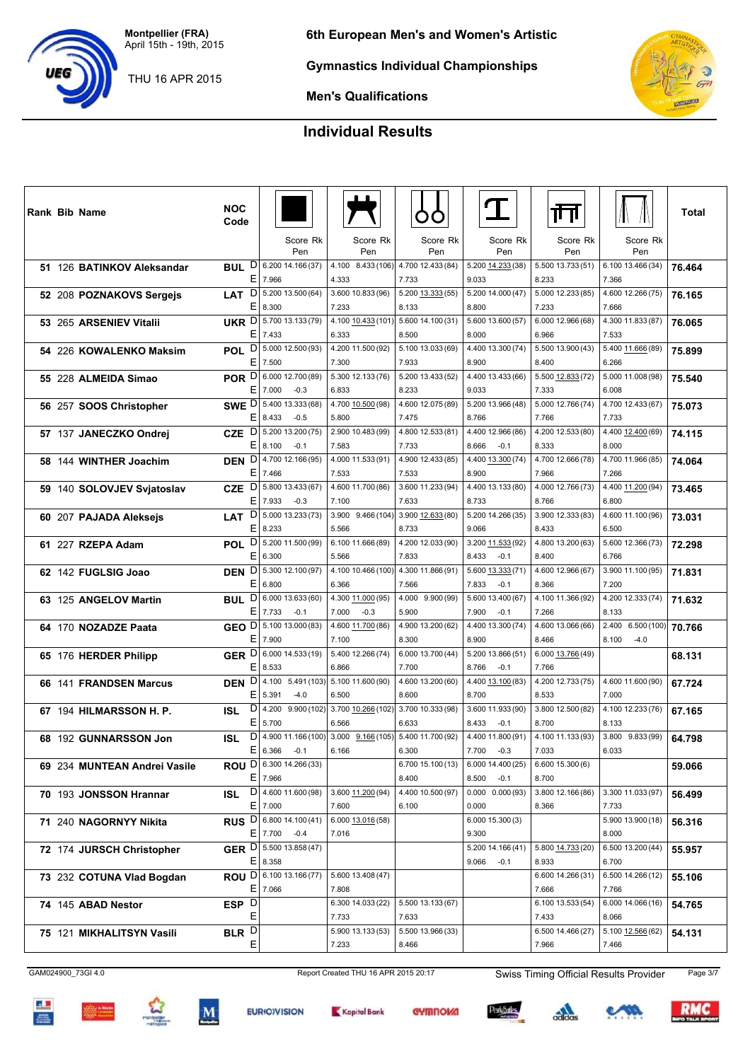# 6th European Men's and Women's Artistic Gymnastics Individual Championships

Montpellier (FRA)
April 15th - 19th, 2015

THU 16 APR 2015

## Men's Qualifications

## Individual Results

| Rank | Bib | Name | NOC Code | | Floor Score (Rk) / Pen | Pommel Horse Score (Rk) / Pen | Rings Score (Rk) / Pen | Vault Score (Rk) / Pen | Parallel Bars Score (Rk) / Pen | Horizontal Bar Score (Rk) / Pen | Total |
|---|---|---|---|---|---|---|---|---|---|---|---|
| 51 | 126 | BATINKOV Aleksandar | BUL | D | 6.200 14.166 (37) | 4.100 8.433 (106) | 4.700 12.433 (84) | 5.200 14.233 (38) | 5.500 13.733 (51) | 6.100 13.466 (34) | 76.464 |
| | | | | E | 7.966 | 4.333 | 7.733 | 9.033 | 8.233 | 7.366 | |
| 52 | 208 | POZNAKOVS Sergejs | LAT | D | 5.200 13.500 (64) | 3.600 10.833 (96) | 5.200 13.333 (55) | 5.200 14.000 (47) | 5.000 12.233 (85) | 4.600 12.266 (75) | 76.165 |
| | | | | E | 8.300 | 7.233 | 8.133 | 8.800 | 7.233 | 7.666 | |
| 53 | 265 | ARSENIEV Vitalii | UKR | D | 5.700 13.133 (79) | 4.100 10.433 (101) | 5.600 14.100 (31) | 5.600 13.600 (57) | 6.000 12.966 (68) | 4.300 11.833 (87) | 76.065 |
| | | | | E | 7.433 | 6.333 | 8.500 | 8.000 | 6.966 | 7.533 | |
| 54 | 226 | KOWALENKO Maksim | POL | D | 5.000 12.500 (93) | 4.200 11.500 (92) | 5.100 13.033 (69) | 4.400 13.300 (74) | 5.500 13.900 (43) | 5.400 11.666 (89) | 75.899 |
| | | | | E | 7.500 | 7.300 | 7.933 | 8.900 | 8.400 | 6.266 | |
| 55 | 228 | ALMEIDA Simao | POR | D | 6.000 12.700 (89) | 5.300 12.133 (76) | 5.200 13.433 (52) | 4.400 13.433 (66) | 5.500 12.833 (72) | 5.000 11.008 (98) | 75.540 |
| | | | | E | 7.000 -0.3 | 6.833 | 8.233 | 9.033 | 7.333 | 6.008 | |
| 56 | 257 | SOOS Christopher | SWE | D | 5.400 13.333 (68) | 4.700 10.500 (98) | 4.600 12.075 (89) | 5.200 13.966 (48) | 5.000 12.766 (74) | 4.700 12.433 (67) | 75.073 |
| | | | | E | 8.433 -0.5 | 5.800 | 7.475 | 8.766 | 7.766 | 7.733 | |
| 57 | 137 | JANECZKO Ondrej | CZE | D | 5.200 13.200 (75) | 2.900 10.483 (99) | 4.800 12.533 (81) | 4.400 12.966 (86) | 4.200 12.533 (80) | 4.400 12.400 (69) | 74.115 |
| | | | | E | 8.100 -0.1 | 7.583 | 7.733 | 8.666 -0.1 | 8.333 | 8.000 | |
| 58 | 144 | WINTHER Joachim | DEN | D | 4.700 12.166 (95) | 4.000 11.533 (91) | 4.900 12.433 (85) | 4.400 13.300 (74) | 4.700 12.666 (78) | 4.700 11.966 (85) | 74.064 |
| | | | | E | 7.466 | 7.533 | 7.533 | 8.900 | 7.966 | 7.266 | |
| 59 | 140 | SOLOVJEV Svjatoslav | CZE | D | 5.800 13.433 (67) | 4.600 11.700 (86) | 3.600 11.233 (94) | 4.400 13.133 (80) | 4.000 12.766 (73) | 4.400 11.200 (94) | 73.465 |
| | | | | E | 7.933 -0.3 | 7.100 | 7.633 | 8.733 | 8.766 | 6.800 | |
| 60 | 207 | PAJADA Aleksejs | LAT | D | 5.000 13.233 (73) | 3.900 9.466 (104) | 3.900 12.633 (80) | 5.200 14.266 (35) | 3.900 12.333 (83) | 4.600 11.100 (96) | 73.031 |
| | | | | E | 8.233 | 5.566 | 8.733 | 9.066 | 8.433 | 6.500 | |
| 61 | 227 | RZEPA Adam | POL | D | 5.200 11.500 (99) | 6.100 11.666 (89) | 4.200 12.033 (90) | 3.200 11.533 (92) | 4.800 13.200 (63) | 5.600 12.366 (73) | 72.298 |
| | | | | E | 6.300 | 5.566 | 7.833 | 8.433 -0.1 | 8.400 | 6.766 | |
| 62 | 142 | FUGLSIG Joao | DEN | D | 5.300 12.100 (97) | 4.100 10.466 (100) | 4.300 11.866 (91) | 5.600 13.333 (71) | 4.600 12.966 (67) | 3.900 11.100 (95) | 71.831 |
| | | | | E | 6.800 | 6.366 | 7.566 | 7.833 -0.1 | 8.366 | 7.200 | |
| 63 | 125 | ANGELOV Martin | BUL | D | 6.000 13.633 (60) | 4.300 11.000 (95) | 4.000 9.900 (99) | 5.600 13.400 (67) | 4.100 11.366 (92) | 4.200 12.333 (74) | 71.632 |
| | | | | E | 7.733 -0.1 | 7.000 -0.3 | 5.900 | 7.900 -0.1 | 7.266 | 8.133 | |
| 64 | 170 | NOZADZE Paata | GEO | D | 5.100 13.000 (83) | 4.600 11.700 (86) | 4.900 13.200 (62) | 4.400 13.300 (74) | 4.600 13.066 (66) | 2.400 6.500 (100) | 70.766 |
| | | | | E | 7.900 | 7.100 | 8.300 | 8.900 | 8.466 | 8.100 -4.0 | |
| 65 | 176 | HERDER Philipp | GER | D | 6.000 14.533 (19) | 5.400 12.266 (74) | 6.000 13.700 (44) | 5.200 13.866 (51) | 6.000 13.766 (49) | | 68.131 |
| | | | | E | 8.533 | 6.866 | 7.700 | 8.766 -0.1 | 7.766 | | |
| 66 | 141 | FRANDSEN Marcus | DEN | D | 4.100 5.491 (103) | 5.100 11.600 (90) | 4.600 13.200 (60) | 4.400 13.100 (83) | 4.200 12.733 (75) | 4.600 11.600 (90) | 67.724 |
| | | | | E | 5.391 -4.0 | 6.500 | 8.600 | 8.700 | 8.533 | 7.000 | |
| 67 | 194 | HILMARSSON H. P. | ISL | D | 4.200 9.900 (102) | 3.700 10.266 (102) | 3.700 10.333 (98) | 3.600 11.933 (90) | 3.800 12.500 (82) | 4.100 12.233 (76) | 67.165 |
| | | | | E | 5.700 | 6.566 | 6.633 | 8.433 -0.1 | 8.700 | 8.133 | |
| 68 | 192 | GUNNARSSON Jon | ISL | D | 4.900 11.166 (100) | 3.000 9.166 (105) | 5.400 11.700 (92) | 4.400 11.800 (91) | 4.100 11.133 (93) | 3.800 9.833 (99) | 64.798 |
| | | | | E | 6.366 -0.1 | 6.166 | 6.300 | 7.700 -0.3 | 7.033 | 6.033 | |
| 69 | 234 | MUNTEAN Andrei Vasile | ROU | D | 6.300 14.266 (33) | | 6.700 15.100 (13) | 6.000 14.400 (25) | 6.600 15.300 (6) | | 59.066 |
| | | | | E | 7.966 | | 8.400 | 8.500 -0.1 | 8.700 | | |
| 70 | 193 | JONSSON Hrannar | ISL | D | 4.600 11.600 (98) | 3.600 11.200 (94) | 4.400 10.500 (97) | 0.000 0.000 (93) | 3.800 12.166 (86) | 3.300 11.033 (97) | 56.499 |
| | | | | E | 7.000 | 7.600 | 6.100 | 0.000 | 8.366 | 7.733 | |
| 71 | 240 | NAGORNYY Nikita | RUS | D | 6.800 14.100 (41) | 6.000 13.016 (58) | | 6.000 15.300 (3) | | 5.900 13.900 (18) | 56.316 |
| | | | | E | 7.700 -0.4 | 7.016 | | 9.300 | | 8.000 | |
| 72 | 174 | JURSCH Christopher | GER | D | 5.500 13.858 (47) | | | 5.200 14.166 (41) | 5.800 14.733 (20) | 6.500 13.200 (44) | 55.957 |
| | | | | E | 8.358 | | | 9.066 -0.1 | 8.933 | 6.700 | |
| 73 | 232 | COTUNA Vlad Bogdan | ROU | D | 6.100 13.166 (77) | 5.600 13.408 (47) | | | 6.600 14.266 (31) | 6.500 14.266 (12) | 55.106 |
| | | | | E | 7.066 | 7.808 | | | 7.666 | 7.766 | |
| 74 | 145 | ABAD Nestor | ESP | D | | 6.300 14.033 (22) | 5.500 13.133 (67) | | 6.100 13.533 (54) | 6.000 14.066 (16) | 54.765 |
| | | | | E | | 7.733 | 7.633 | | 7.433 | 8.066 | |
| 75 | 121 | MIKHALITSYN Vasili | BLR | D | | 5.900 13.133 (53) | 5.500 13.966 (33) | | 6.500 14.466 (27) | 5.100 12.566 (62) | 54.131 |
| | | | | E | | 7.233 | 8.466 | | 7.966 | 7.466 | |

GAM024900_73GI 4.0 &nbsp;&nbsp;&nbsp; Report Created THU 16 APR 2015 20:17 &nbsp;&nbsp;&nbsp; Swiss Timing Official Results Provider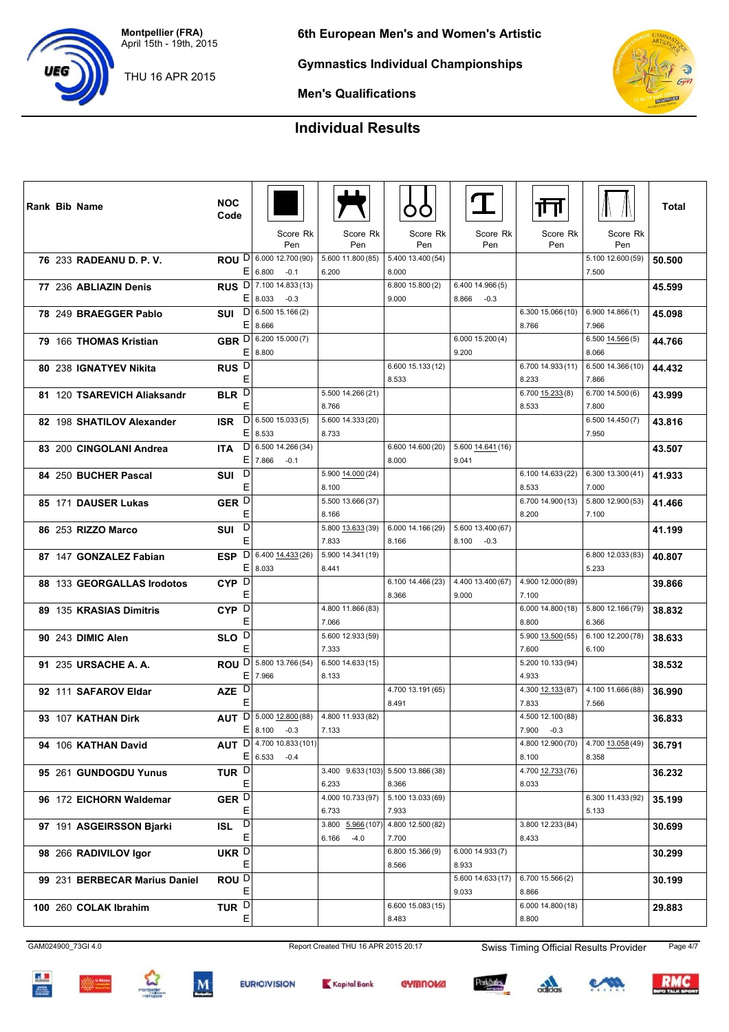Montpellier (FRA)
April 15th - 19th, 2015

THU 16 APR 2015

**6th European Men's and Women's Artistic Gymnastics Individual Championships**

**Men's Qualifications**

## Individual Results

| Rank | Bib | Name | NOC Code | | Floor Score Rk / Pen | Pommel Horse Score Rk / Pen | Rings Score Rk / Pen | Vault Score Rk / Pen | Parallel Bars Score Rk / Pen | Horizontal Bar Score Rk / Pen | Total |
|---|---|---|---|---|---|---|---|---|---|---|---|
| 76 | 233 | RADEANU D. P. V. | ROU | D | 6.000 12.700 (90) | 5.600 11.800 (85) | 5.400 13.400 (54) | | | 5.100 12.600 (59) | 50.500 |
| | | | | E | 6.800 -0.1 | 6.200 | 8.000 | | | 7.500 | |
| 77 | 236 | ABLIAZIN Denis | RUS | D | 7.100 14.833 (13) | | 6.800 15.800 (2) | 6.400 14.966 (5) | | | 45.599 |
| | | | | E | 8.033 -0.3 | | 9.000 | 8.866 -0.3 | | | |
| 78 | 249 | BRAEGGER Pablo | SUI | D | 6.500 15.166 (2) | | | | 6.300 15.066 (10) | 6.900 14.866 (1) | 45.098 |
| | | | | E | 8.666 | | | | 8.766 | 7.966 | |
| 79 | 166 | THOMAS Kristian | GBR | D | 6.200 15.000 (7) | | | 6.000 15.200 (4) | | 6.500 14.566 (5) | 44.766 |
| | | | | E | 8.800 | | | 9.200 | | 8.066 | |
| 80 | 238 | IGNATYEV Nikita | RUS | D | | | 6.600 15.133 (12) | | 6.700 14.933 (11) | 6.500 14.366 (10) | 44.432 |
| | | | | E | | | 8.533 | | 8.233 | 7.866 | |
| 81 | 120 | TSAREVICH Aliaksandr | BLR | D | | 5.500 14.266 (21) | | | 6.700 15.233 (8) | 6.700 14.500 (6) | 43.999 |
| | | | | E | | 8.766 | | | 8.533 | 7.800 | |
| 82 | 198 | SHATILOV Alexander | ISR | D | 6.500 15.033 (5) | 5.600 14.333 (20) | | | | 6.500 14.450 (7) | 43.816 |
| | | | | E | 8.533 | 8.733 | | | | 7.950 | |
| 83 | 200 | CINGOLANI Andrea | ITA | D | 6.500 14.266 (34) | | 6.600 14.600 (20) | 5.600 14.641 (16) | | | 43.507 |
| | | | | E | 7.866 -0.1 | | 8.000 | 9.041 | | | |
| 84 | 250 | BUCHER Pascal | SUI | D | | 5.900 14.000 (24) | | | 6.100 14.633 (22) | 6.300 13.300 (41) | 41.933 |
| | | | | E | | 8.100 | | | 8.533 | 7.000 | |
| 85 | 171 | DAUSER Lukas | GER | D | | 5.500 13.666 (37) | | | 6.700 14.900 (13) | 5.800 12.900 (53) | 41.466 |
| | | | | E | | 8.166 | | | 8.200 | 7.100 | |
| 86 | 253 | RIZZO Marco | SUI | D | | 5.800 13.633 (39) | 6.000 14.166 (29) | 5.600 13.400 (67) | | | 41.199 |
| | | | | E | | 7.833 | 8.166 | 8.100 -0.3 | | | |
| 87 | 147 | GONZALEZ Fabian | ESP | D | 6.400 14.433 (26) | 5.900 14.341 (19) | | | | 6.800 12.033 (83) | 40.807 |
| | | | | E | 8.033 | 8.441 | | | | 5.233 | |
| 88 | 133 | GEORGALLAS Irodotos | CYP | D | | | 6.100 14.466 (23) | 4.400 13.400 (67) | 4.900 12.000 (89) | | 39.866 |
| | | | | E | | | 8.366 | 9.000 | 7.100 | | |
| 89 | 135 | KRASIAS Dimitris | CYP | D | | 4.800 11.866 (83) | | | 6.000 14.800 (18) | 5.800 12.166 (79) | 38.832 |
| | | | | E | | 7.066 | | | 8.800 | 6.366 | |
| 90 | 243 | DIMIC Alen | SLO | D | | 5.600 12.933 (59) | | | 5.900 13.500 (55) | 6.100 12.200 (78) | 38.633 |
| | | | | E | | 7.333 | | | 7.600 | 6.100 | |
| 91 | 235 | URSACHE A. A. | ROU | D | 5.800 13.766 (54) | 6.500 14.633 (15) | | | 5.200 10.133 (94) | | 38.532 |
| | | | | E | 7.966 | 8.133 | | | 4.933 | | |
| 92 | 111 | SAFAROV Eldar | AZE | D | | | 4.700 13.191 (65) | | 4.300 12.133 (87) | 4.100 11.666 (88) | 36.990 |
| | | | | E | | | 8.491 | | 7.833 | 7.566 | |
| 93 | 107 | KATHAN Dirk | AUT | D | 5.000 12.800 (88) | 4.800 11.933 (82) | | | 4.500 12.100 (88) | | 36.833 |
| | | | | E | 8.100 -0.3 | 7.133 | | | 7.900 -0.3 | | |
| 94 | 106 | KATHAN David | AUT | D | 4.700 10.833 (101) | | | | 4.800 12.900 (70) | 4.700 13.058 (49) | 36.791 |
| | | | | E | 6.533 -0.4 | | | | 8.100 | 8.358 | |
| 95 | 261 | GUNDOGDU Yunus | TUR | D | | 3.400 9.633 (103) | 5.500 13.866 (38) | | 4.700 12.733 (76) | | 36.232 |
| | | | | E | | 6.233 | 8.366 | | 8.033 | | |
| 96 | 172 | EICHORN Waldemar | GER | D | | 4.000 10.733 (97) | 5.100 13.033 (69) | | | 6.300 11.433 (92) | 35.199 |
| | | | | E | | 6.733 | 7.933 | | | 5.133 | |
| 97 | 191 | ASGEIRSSON Bjarki | ISL | D | | 3.800 5.966 (107) | 4.800 12.500 (82) | | 3.800 12.233 (84) | | 30.699 |
| | | | | E | | 6.166 -4.0 | 7.700 | | 8.433 | | |
| 98 | 266 | RADIVILOV Igor | UKR | D | | | 6.800 15.366 (9) | 6.000 14.933 (7) | | | 30.299 |
| | | | | E | | | 8.566 | 8.933 | | | |
| 99 | 231 | BERBECAR Marius Daniel | ROU | D | | | | 5.600 14.633 (17) | 6.700 15.566 (2) | | 30.199 |
| | | | | E | | | | 9.033 | 8.866 | | |
| 100 | 260 | COLAK Ibrahim | TUR | D | | | 6.600 15.083 (15) | | 6.000 14.800 (18) | | 29.883 |
| | | | | E | | | 8.483 | | 8.800 | | |

GAM024900_73GI 4.0 — Report Created THU 16 APR 2015 20:17 — Swiss Timing Official Results Provider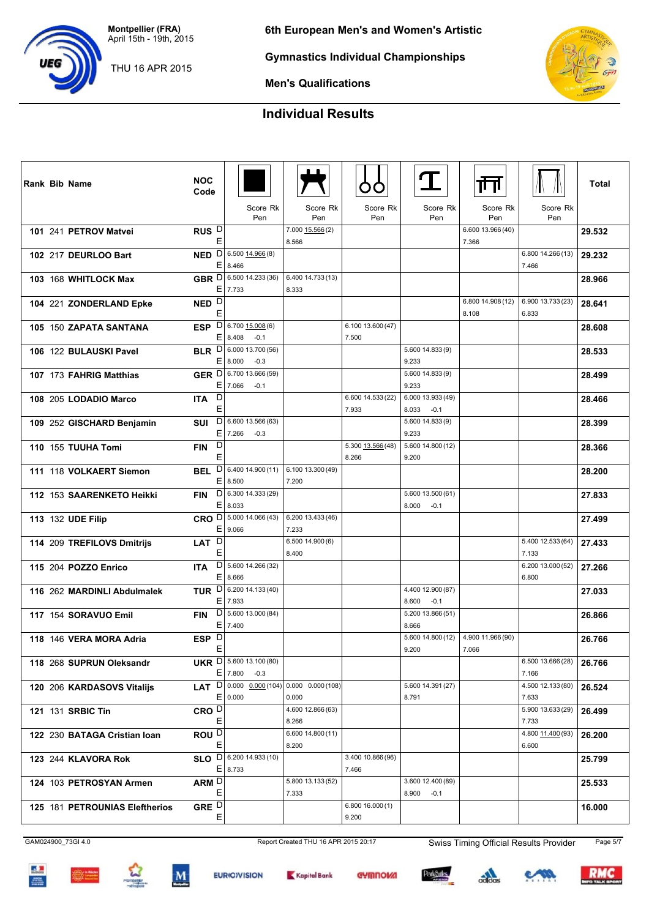Montpellier (FRA)
April 15th - 19th, 2015

THU 16 APR 2015

# 6th European Men's and Women's Artistic Gymnastics Individual Championships

## Men's Qualifications

## Individual Results

| Rank | Bib | Name | NOC Code | | Floor Score Rk Pen | Pommel Horse Score Rk Pen | Rings Score Rk Pen | Vault Score Rk Pen | Parallel Bars Score Rk Pen | Horizontal Bar Score Rk Pen | Total |
|---|---|---|---|---|---|---|---|---|---|---|---|
| 101 | 241 | PETROV Matvei | RUS | D | | 7.000 15.566 (2) | | | 6.600 13.966 (40) | | 29.532 |
| | | | | E | | 8.566 | | | 7.366 | | |
| 102 | 217 | DEURLOO Bart | NED | D | 6.500 14.966 (8) | | | | | 6.800 14.266 (13) | 29.232 |
| | | | | E | 8.466 | | | | | 7.466 | |
| 103 | 168 | WHITLOCK Max | GBR | D | 6.500 14.233 (36) | 6.400 14.733 (13) | | | | | 28.966 |
| | | | | E | 7.733 | 8.333 | | | | | |
| 104 | 221 | ZONDERLAND Epke | NED | D | | | | | 6.800 14.908 (12) | 6.900 13.733 (23) | 28.641 |
| | | | | E | | | | | 8.108 | 6.833 | |
| 105 | 150 | ZAPATA SANTANA | ESP | D | 6.700 15.008 (6) | | 6.100 13.600 (47) | | | | 28.608 |
| | | | | E | 8.408 -0.1 | | 7.500 | | | | |
| 106 | 122 | BULAUSKI Pavel | BLR | D | 6.000 13.700 (56) | | | 5.600 14.833 (9) | | | 28.533 |
| | | | | E | 8.000 -0.3 | | | 9.233 | | | |
| 107 | 173 | FAHRIG Matthias | GER | D | 6.700 13.666 (59) | | | 5.600 14.833 (9) | | | 28.499 |
| | | | | E | 7.066 -0.1 | | | 9.233 | | | |
| 108 | 205 | LODADIO Marco | ITA | D | | | 6.600 14.533 (22) | 6.000 13.933 (49) | | | 28.466 |
| | | | | E | | | 7.933 | 8.033 -0.1 | | | |
| 109 | 252 | GISCHARD Benjamin | SUI | D | 6.600 13.566 (63) | | | 5.600 14.833 (9) | | | 28.399 |
| | | | | E | 7.266 -0.3 | | | 9.233 | | | |
| 110 | 155 | TUUHA Tomi | FIN | D | | | 5.300 13.566 (48) | 5.600 14.800 (12) | | | 28.366 |
| | | | | E | | | 8.266 | 9.200 | | | |
| 111 | 118 | VOLKAERT Siemon | BEL | D | 6.400 14.900 (11) | 6.100 13.300 (49) | | | | | 28.200 |
| | | | | E | 8.500 | 7.200 | | | | | |
| 112 | 153 | SAARENKETO Heikki | FIN | D | 6.300 14.333 (29) | | | 5.600 13.500 (61) | | | 27.833 |
| | | | | E | 8.033 | | | 8.000 -0.1 | | | |
| 113 | 132 | UDE Filip | CRO | D | 5.000 14.066 (43) | 6.200 13.433 (46) | | | | | 27.499 |
| | | | | E | 9.066 | 7.233 | | | | | |
| 114 | 209 | TREFILOVS Dmitrijs | LAT | D | | 6.500 14.900 (6) | | | | 5.400 12.533 (64) | 27.433 |
| | | | | E | | 8.400 | | | | 7.133 | |
| 115 | 204 | POZZO Enrico | ITA | D | 5.600 14.266 (32) | | | | | 6.200 13.000 (52) | 27.266 |
| | | | | E | 8.666 | | | | | 6.800 | |
| 116 | 262 | MARDINLI Abdulmalek | TUR | D | 6.200 14.133 (40) | | | 4.400 12.900 (87) | | | 27.033 |
| | | | | E | 7.933 | | | 8.600 -0.1 | | | |
| 117 | 154 | SORAVUO Emil | FIN | D | 5.600 13.000 (84) | | | 5.200 13.866 (51) | | | 26.866 |
| | | | | E | 7.400 | | | 8.666 | | | |
| 118 | 146 | VERA MORA Adria | ESP | D | | | | 5.600 14.800 (12) | 4.900 11.966 (90) | | 26.766 |
| | | | | E | | | | 9.200 | 7.066 | | |
| 118 | 268 | SUPRUN Oleksandr | UKR | D | 5.600 13.100 (80) | | | | | 6.500 13.666 (28) | 26.766 |
| | | | | E | 7.800 -0.3 | | | | | 7.166 | |
| 120 | 206 | KARDASOVS Vitalijs | LAT | D | 0.000 0.000 (104) | 0.000 0.000 (108) | | 5.600 14.391 (27) | | 4.500 12.133 (80) | 26.524 |
| | | | | E | 0.000 | 0.000 | | 8.791 | | 7.633 | |
| 121 | 131 | SRBIC Tin | CRO | D | | 4.600 12.866 (63) | | | | 5.900 13.633 (29) | 26.499 |
| | | | | E | | 8.266 | | | | 7.733 | |
| 122 | 230 | BATAGA Cristian Ioan | ROU | D | | 6.600 14.800 (11) | | | | 4.800 11.400 (93) | 26.200 |
| | | | | E | | 8.200 | | | | 6.600 | |
| 123 | 244 | KLAVORA Rok | SLO | D | 6.200 14.933 (10) | | 3.400 10.866 (96) | | | | 25.799 |
| | | | | E | 8.733 | | 7.466 | | | | |
| 124 | 103 | PETROSYAN Armen | ARM | D | | 5.800 13.133 (52) | | 3.600 12.400 (89) | | | 25.533 |
| | | | | E | | 7.333 | | 8.900 -0.1 | | | |
| 125 | 181 | PETROUNIAS Eleftherios | GRE | D | | | 6.800 16.000 (1) | | | | 16.000 |
| | | | | E | | | 9.200 | | | | |

GAM024900_73GI 4.0 — Report Created THU 16 APR 2015 20:17 — Swiss Timing Official Results Provider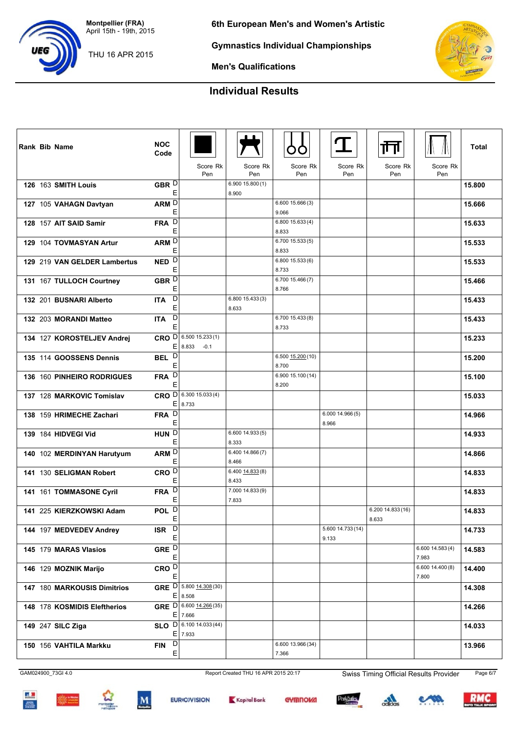# 6th European Men's and Women's Artistic Gymnastics Individual Championships

Montpellier (FRA)
April 15th - 19th, 2015

THU 16 APR 2015

## Men's Qualifications

## Individual Results

| Rank | Bib | Name | NOC Code | | Floor Score Rk Pen | Pommel Horse Score Rk Pen | Rings Score Rk Pen | Vault Score Rk Pen | Parallel Bars Score Rk Pen | Horizontal Bar Score Rk Pen | Total |
|---|---|---|---|---|---|---|---|---|---|---|---|
| 126 | 163 | SMITH Louis | GBR | D | | 6.900 15.800 (1) | | | | | 15.800 |
| | | | | E | | 8.900 | | | | | |
| 127 | 105 | VAHAGN Davtyan | ARM | D | | | 6.600 15.666 (3) | | | | 15.666 |
| | | | | E | | | 9.066 | | | | |
| 128 | 157 | AIT SAID Samir | FRA | D | | | 6.800 15.633 (4) | | | | 15.633 |
| | | | | E | | | 8.833 | | | | |
| 129 | 104 | TOVMASYAN Artur | ARM | D | | | 6.700 15.533 (5) | | | | 15.533 |
| | | | | E | | | 8.833 | | | | |
| 129 | 219 | VAN GELDER Lambertus | NED | D | | | 6.800 15.533 (6) | | | | 15.533 |
| | | | | E | | | 8.733 | | | | |
| 131 | 167 | TULLOCH Courtney | GBR | D | | | 6.700 15.466 (7) | | | | 15.466 |
| | | | | E | | | 8.766 | | | | |
| 132 | 201 | BUSNARI Alberto | ITA | D | | 6.800 15.433 (3) | | | | | 15.433 |
| | | | | E | | 8.633 | | | | | |
| 132 | 203 | MORANDI Matteo | ITA | D | | | 6.700 15.433 (8) | | | | 15.433 |
| | | | | E | | | 8.733 | | | | |
| 134 | 127 | KOROSTELJEV Andrej | CRO | D | 6.500 15.233 (1) | | | | | | 15.233 |
| | | | | E | 8.833 -0.1 | | | | | | |
| 135 | 114 | GOOSSENS Dennis | BEL | D | | | 6.500 15.200 (10) | | | | 15.200 |
| | | | | E | | | 8.700 | | | | |
| 136 | 160 | PINHEIRO RODRIGUES | FRA | D | | | 6.900 15.100 (14) | | | | 15.100 |
| | | | | E | | | 8.200 | | | | |
| 137 | 128 | MARKOVIC Tomislav | CRO | D | 6.300 15.033 (4) | | | | | | 15.033 |
| | | | | E | 8.733 | | | | | | |
| 138 | 159 | HRIMECHE Zachari | FRA | D | | | | 6.000 14.966 (5) | | | 14.966 |
| | | | | E | | | | 8.966 | | | |
| 139 | 184 | HIDVEGI Vid | HUN | D | | 6.600 14.933 (5) | | | | | 14.933 |
| | | | | E | | 8.333 | | | | | |
| 140 | 102 | MERDINYAN Harutyum | ARM | D | | 6.400 14.866 (7) | | | | | 14.866 |
| | | | | E | | 8.466 | | | | | |
| 141 | 130 | SELIGMAN Robert | CRO | D | | 6.400 14.833 (8) | | | | | 14.833 |
| | | | | E | | 8.433 | | | | | |
| 141 | 161 | TOMMASONE Cyril | FRA | D | | 7.000 14.833 (9) | | | | | 14.833 |
| | | | | E | | 7.833 | | | | | |
| 141 | 225 | KIERZKOWSKI Adam | POL | D | | | | | 6.200 14.833 (16) | | 14.833 |
| | | | | E | | | | | 8.633 | | |
| 144 | 197 | MEDVEDEV Andrey | ISR | D | | | | 5.600 14.733 (14) | | | 14.733 |
| | | | | E | | | | 9.133 | | | |
| 145 | 179 | MARAS Vlasios | GRE | D | | | | | | 6.600 14.583 (4) | 14.583 |
| | | | | E | | | | | | 7.983 | |
| 146 | 129 | MOZNIK Marijo | CRO | D | | | | | | 6.600 14.400 (8) | 14.400 |
| | | | | E | | | | | | 7.800 | |
| 147 | 180 | MARKOUSIS Dimitrios | GRE | D | 5.800 14.308 (30) | | | | | | 14.308 |
| | | | | E | 8.508 | | | | | | |
| 148 | 178 | KOSMIDIS Eleftherios | GRE | D | 6.600 14.266 (35) | | | | | | 14.266 |
| | | | | E | 7.666 | | | | | | |
| 149 | 247 | SILC Ziga | SLO | D | 6.100 14.033 (44) | | | | | | 14.033 |
| | | | | E | 7.933 | | | | | | |
| 150 | 156 | VAHTILA Markku | FIN | D | | | 6.600 13.966 (34) | | | | 13.966 |
| | | | | E | | | 7.366 | | | | |

GAM024900_73GI 4.0 — Report Created THU 16 APR 2015 20:17 — Swiss Timing Official Results Provider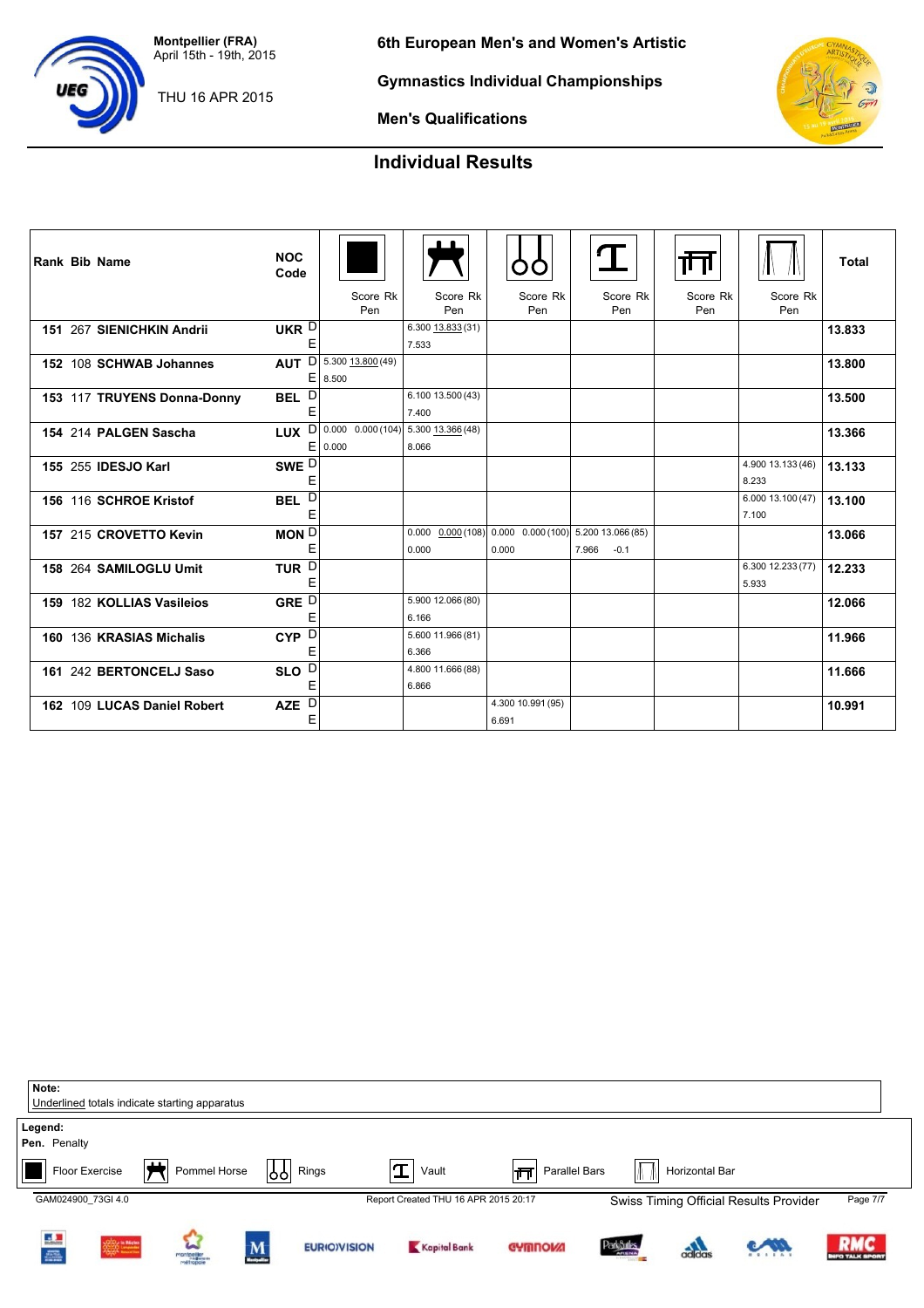# 6th European Men's and Women's Artistic Gymnastics Individual Championships

Montpellier (FRA)
April 15th - 19th, 2015

THU 16 APR 2015

## Men's Qualifications

## Individual Results

| Rank | Bib | Name | NOC Code | | Floor Exercise Score Rk Pen | Pommel Horse Score Rk Pen | Rings Score Rk Pen | Vault Score Rk Pen | Parallel Bars Score Rk Pen | Horizontal Bar Score Rk Pen | Total |
|---|---|---|---|---|---|---|---|---|---|---|---|
| 151 | 267 | SIENICHKIN Andrii | UKR | D | | 6.300 13.833 (31) | | | | | 13.833 |
| | | | | E | | 7.533 | | | | | |
| 152 | 108 | SCHWAB Johannes | AUT | D | 5.300 13.800 (49) | | | | | | 13.800 |
| | | | | E | 8.500 | | | | | | |
| 153 | 117 | TRUYENS Donna-Donny | BEL | D | | 6.100 13.500 (43) | | | | | 13.500 |
| | | | | E | | 7.400 | | | | | |
| 154 | 214 | PALGEN Sascha | LUX | D | 0.000 0.000 (104) | 5.300 13.366 (48) | | | | | 13.366 |
| | | | | E | 0.000 | 8.066 | | | | | |
| 155 | 255 | IDESJO Karl | SWE | D | | | | | | 4.900 13.133 (46) | 13.133 |
| | | | | E | | | | | | 8.233 | |
| 156 | 116 | SCHROE Kristof | BEL | D | | | | | | 6.000 13.100 (47) | 13.100 |
| | | | | E | | | | | | 7.100 | |
| 157 | 215 | CROVETTO Kevin | MON | D | | 0.000 0.000 (108) | 0.000 0.000 (100) | 5.200 13.066 (85) | | | 13.066 |
| | | | | E | | 0.000 | 0.000 | 7.966 -0.1 | | | |
| 158 | 264 | SAMILOGLU Umit | TUR | D | | | | | | 6.300 12.233 (77) | 12.233 |
| | | | | E | | | | | | 5.933 | |
| 159 | 182 | KOLLIAS Vasileios | GRE | D | | 5.900 12.066 (80) | | | | | 12.066 |
| | | | | E | | 6.166 | | | | | |
| 160 | 136 | KRASIAS Michalis | CYP | D | | 5.600 11.966 (81) | | | | | 11.966 |
| | | | | E | | 6.366 | | | | | |
| 161 | 242 | BERTONCELJ Saso | SLO | D | | 4.800 11.666 (88) | | | | | 11.666 |
| | | | | E | | 6.866 | | | | | |
| 162 | 109 | LUCAS Daniel Robert | AZE | D | | | 4.300 10.991 (95) | | | | 10.991 |
| | | | | E | | | 6.691 | | | | |

**Note:**
Underlined totals indicate starting apparatus

**Legend:**
**Pen.** Penalty

Floor Exercise, Pommel Horse, Rings, Vault, Parallel Bars, Horizontal Bar

GAM024900_73GI 4.0 — Report Created THU 16 APR 2015 20:17 — Swiss Timing Official Results Provider